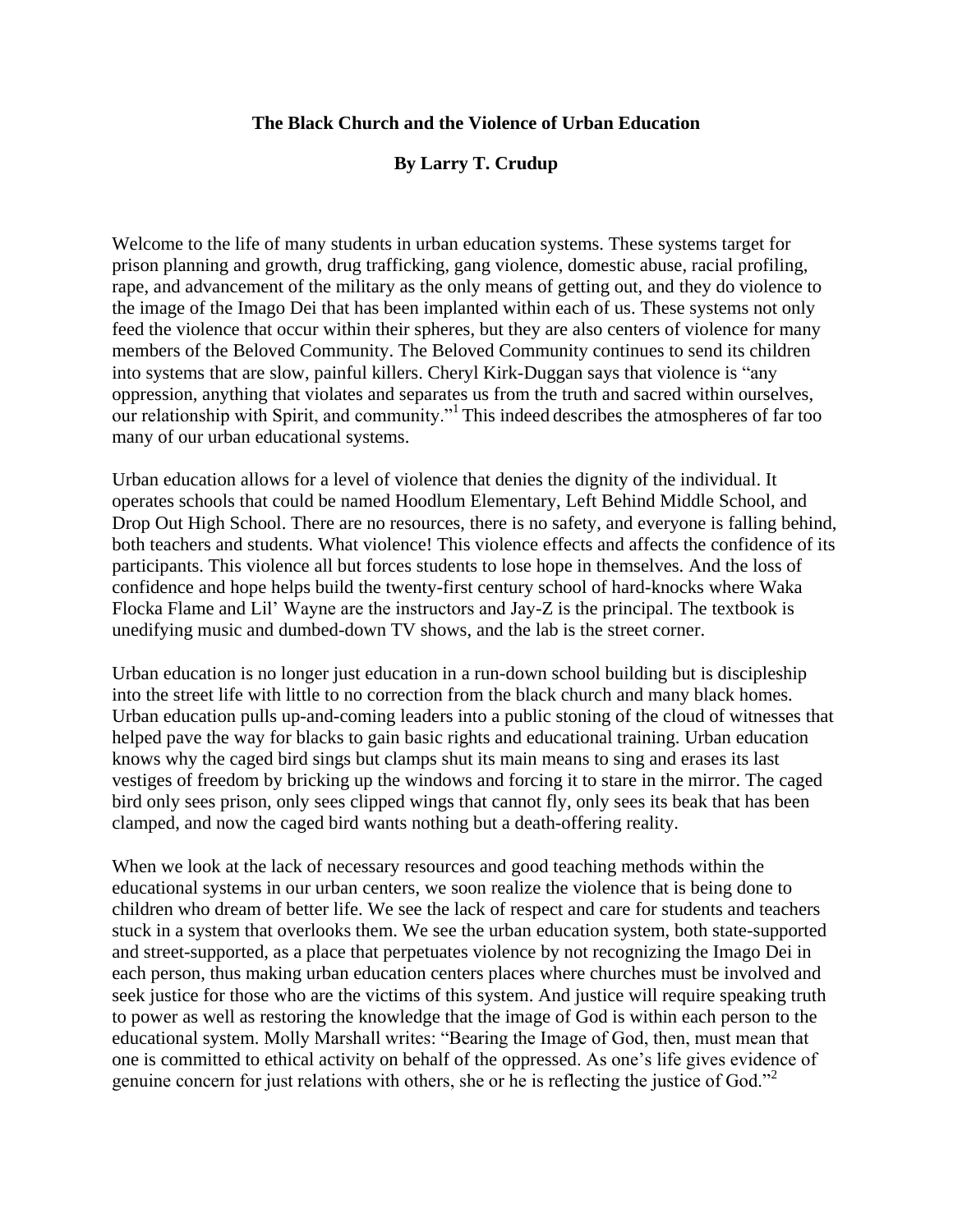# The Black Church and the Violence of Urban Education

**By Larry T. Crudup**

Welcome to the life of many students in urban education systems. These systems target for prison planning and growth, drug trafficking, gang violence, domestic abuse, racial profiling, rape, and advancement of the military as the only means of getting out, and they do violence to the image of the Imago Dei that has been implanted within each of us. These systems not only feed the violence that occur within their spheres, but they are also centers of violence for many members of the Beloved Community. The Beloved Community continues to send its children into systems that are slow, painful killers. Cheryl Kirk-Duggan says that violence is "any oppression, anything that violates and separates us from the truth and sacred within ourselves, our relationship with Spirit, and community."[1] This indeed describes the atmospheres of far too many of our urban educational systems.

Urban education allows for a level of violence that denies the dignity of the individual. It operates schools that could be named Hoodlum Elementary, Left Behind Middle School, and Drop Out High School. There are no resources, there is no safety, and everyone is falling behind, both teachers and students. What violence! This violence effects and affects the confidence of its participants. This violence all but forces students to lose hope in themselves. And the loss of confidence and hope helps build the twenty-first century school of hard-knocks where Waka Flocka Flame and Lil' Wayne are the instructors and Jay-Z is the principal. The textbook is unedifying music and dumbed-down TV shows, and the lab is the street corner.

Urban education is no longer just education in a run-down school building but is discipleship into the street life with little to no correction from the black church and many black homes. Urban education pulls up-and-coming leaders into a public stoning of the cloud of witnesses that helped pave the way for blacks to gain basic rights and educational training. Urban education knows why the caged bird sings but clamps shut its main means to sing and erases its last vestiges of freedom by bricking up the windows and forcing it to stare in the mirror. The caged bird only sees prison, only sees clipped wings that cannot fly, only sees its beak that has been clamped, and now the caged bird wants nothing but a death-offering reality.

When we look at the lack of necessary resources and good teaching methods within the educational systems in our urban centers, we soon realize the violence that is being done to children who dream of better life. We see the lack of respect and care for students and teachers stuck in a system that overlooks them. We see the urban education system, both state-supported and street-supported, as a place that perpetuates violence by not recognizing the Imago Dei in each person, thus making urban education centers places where churches must be involved and seek justice for those who are the victims of this system. And justice will require speaking truth to power as well as restoring the knowledge that the image of God is within each person to the educational system. Molly Marshall writes: "Bearing the Image of God, then, must mean that one is committed to ethical activity on behalf of the oppressed. As one's life gives evidence of genuine concern for just relations with others, she or he is reflecting the justice of God."[2]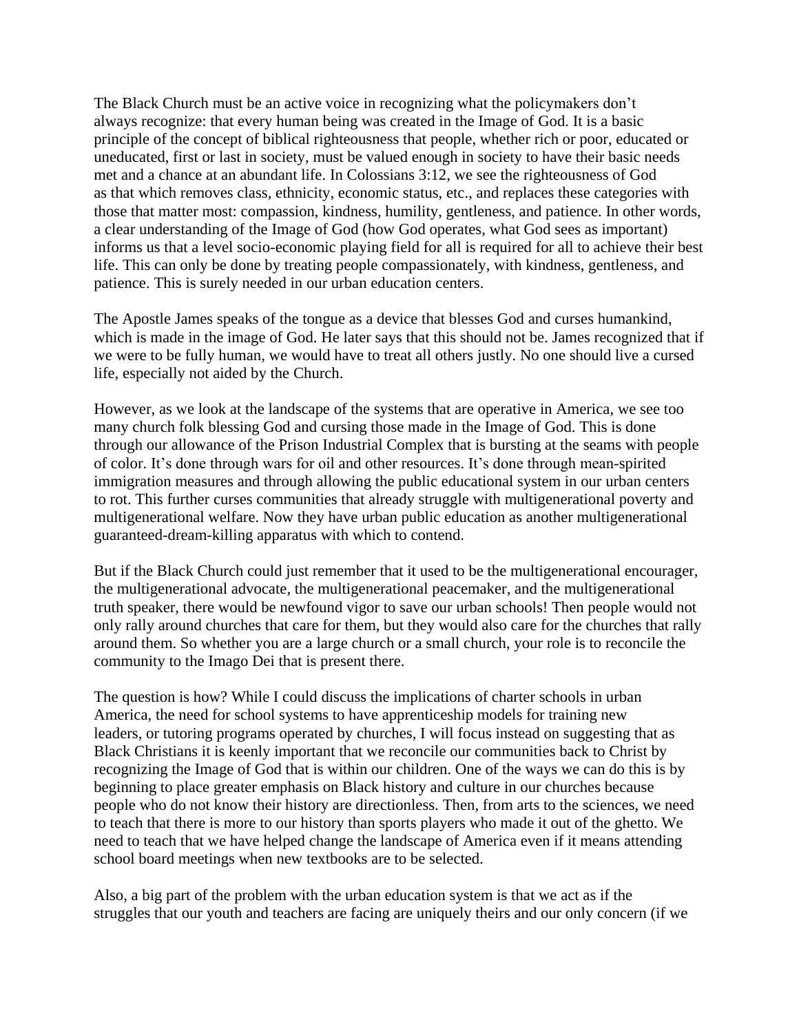The Black Church must be an active voice in recognizing what the policymakers don't always recognize: that every human being was created in the Image of God. It is a basic principle of the concept of biblical righteousness that people, whether rich or poor, educated or uneducated, first or last in society, must be valued enough in society to have their basic needs met and a chance at an abundant life. In Colossians 3:12, we see the righteousness of God as that which removes class, ethnicity, economic status, etc., and replaces these categories with those that matter most: compassion, kindness, humility, gentleness, and patience. In other words, a clear understanding of the Image of God (how God operates, what God sees as important) informs us that a level socio-economic playing field for all is required for all to achieve their best life. This can only be done by treating people compassionately, with kindness, gentleness, and patience. This is surely needed in our urban education centers.

The Apostle James speaks of the tongue as a device that blesses God and curses humankind, which is made in the image of God. He later says that this should not be. James recognized that if we were to be fully human, we would have to treat all others justly. No one should live a cursed life, especially not aided by the Church.

However, as we look at the landscape of the systems that are operative in America, we see too many church folk blessing God and cursing those made in the Image of God. This is done through our allowance of the Prison Industrial Complex that is bursting at the seams with people of color. It's done through wars for oil and other resources. It's done through mean-spirited immigration measures and through allowing the public educational system in our urban centers to rot. This further curses communities that already struggle with multigenerational poverty and multigenerational welfare. Now they have urban public education as another multigenerational guaranteed-dream-killing apparatus with which to contend.

But if the Black Church could just remember that it used to be the multigenerational encourager, the multigenerational advocate, the multigenerational peacemaker, and the multigenerational truth speaker, there would be newfound vigor to save our urban schools! Then people would not only rally around churches that care for them, but they would also care for the churches that rally around them. So whether you are a large church or a small church, your role is to reconcile the community to the Imago Dei that is present there.

The question is how? While I could discuss the implications of charter schools in urban America, the need for school systems to have apprenticeship models for training new leaders, or tutoring programs operated by churches, I will focus instead on suggesting that as Black Christians it is keenly important that we reconcile our communities back to Christ by recognizing the Image of God that is within our children. One of the ways we can do this is by beginning to place greater emphasis on Black history and culture in our churches because people who do not know their history are directionless. Then, from arts to the sciences, we need to teach that there is more to our history than sports players who made it out of the ghetto. We need to teach that we have helped change the landscape of America even if it means attending school board meetings when new textbooks are to be selected.

Also, a big part of the problem with the urban education system is that we act as if the struggles that our youth and teachers are facing are uniquely theirs and our only concern (if we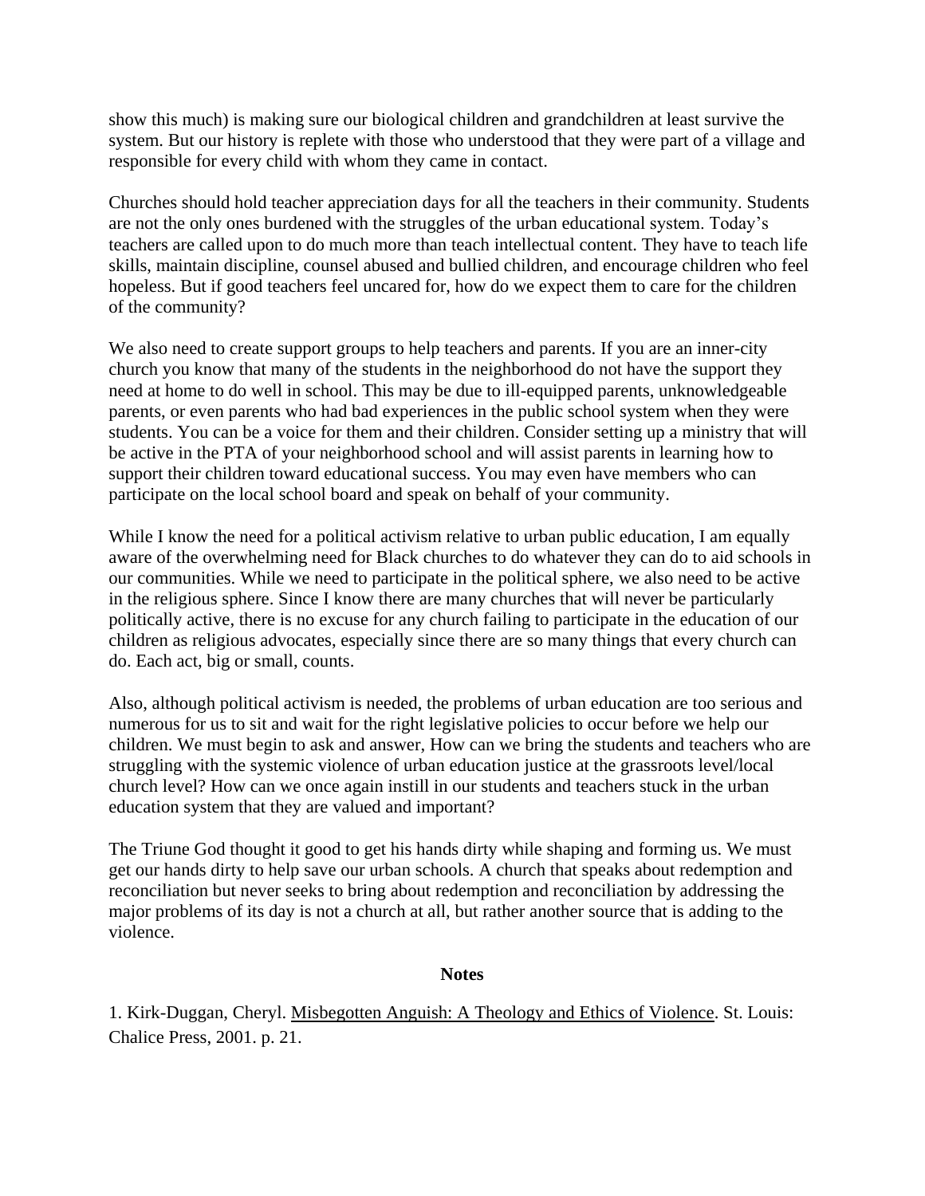show this much) is making sure our biological children and grandchildren at least survive the system. But our history is replete with those who understood that they were part of a village and responsible for every child with whom they came in contact.

Churches should hold teacher appreciation days for all the teachers in their community. Students are not the only ones burdened with the struggles of the urban educational system. Today's teachers are called upon to do much more than teach intellectual content. They have to teach life skills, maintain discipline, counsel abused and bullied children, and encourage children who feel hopeless. But if good teachers feel uncared for, how do we expect them to care for the children of the community?

We also need to create support groups to help teachers and parents. If you are an inner-city church you know that many of the students in the neighborhood do not have the support they need at home to do well in school. This may be due to ill-equipped parents, unknowledgeable parents, or even parents who had bad experiences in the public school system when they were students. You can be a voice for them and their children. Consider setting up a ministry that will be active in the PTA of your neighborhood school and will assist parents in learning how to support their children toward educational success. You may even have members who can participate on the local school board and speak on behalf of your community.

While I know the need for a political activism relative to urban public education, I am equally aware of the overwhelming need for Black churches to do whatever they can do to aid schools in our communities. While we need to participate in the political sphere, we also need to be active in the religious sphere. Since I know there are many churches that will never be particularly politically active, there is no excuse for any church failing to participate in the education of our children as religious advocates, especially since there are so many things that every church can do. Each act, big or small, counts.

Also, although political activism is needed, the problems of urban education are too serious and numerous for us to sit and wait for the right legislative policies to occur before we help our children. We must begin to ask and answer, How can we bring the students and teachers who are struggling with the systemic violence of urban education justice at the grassroots level/local church level? How can we once again instill in our students and teachers stuck in the urban education system that they are valued and important?

The Triune God thought it good to get his hands dirty while shaping and forming us. We must get our hands dirty to help save our urban schools. A church that speaks about redemption and reconciliation but never seeks to bring about redemption and reconciliation by addressing the major problems of its day is not a church at all, but rather another source that is adding to the violence.

**Notes**

1. Kirk-Duggan, Cheryl. Misbegotten Anguish: A Theology and Ethics of Violence. St. Louis: Chalice Press, 2001. p. 21.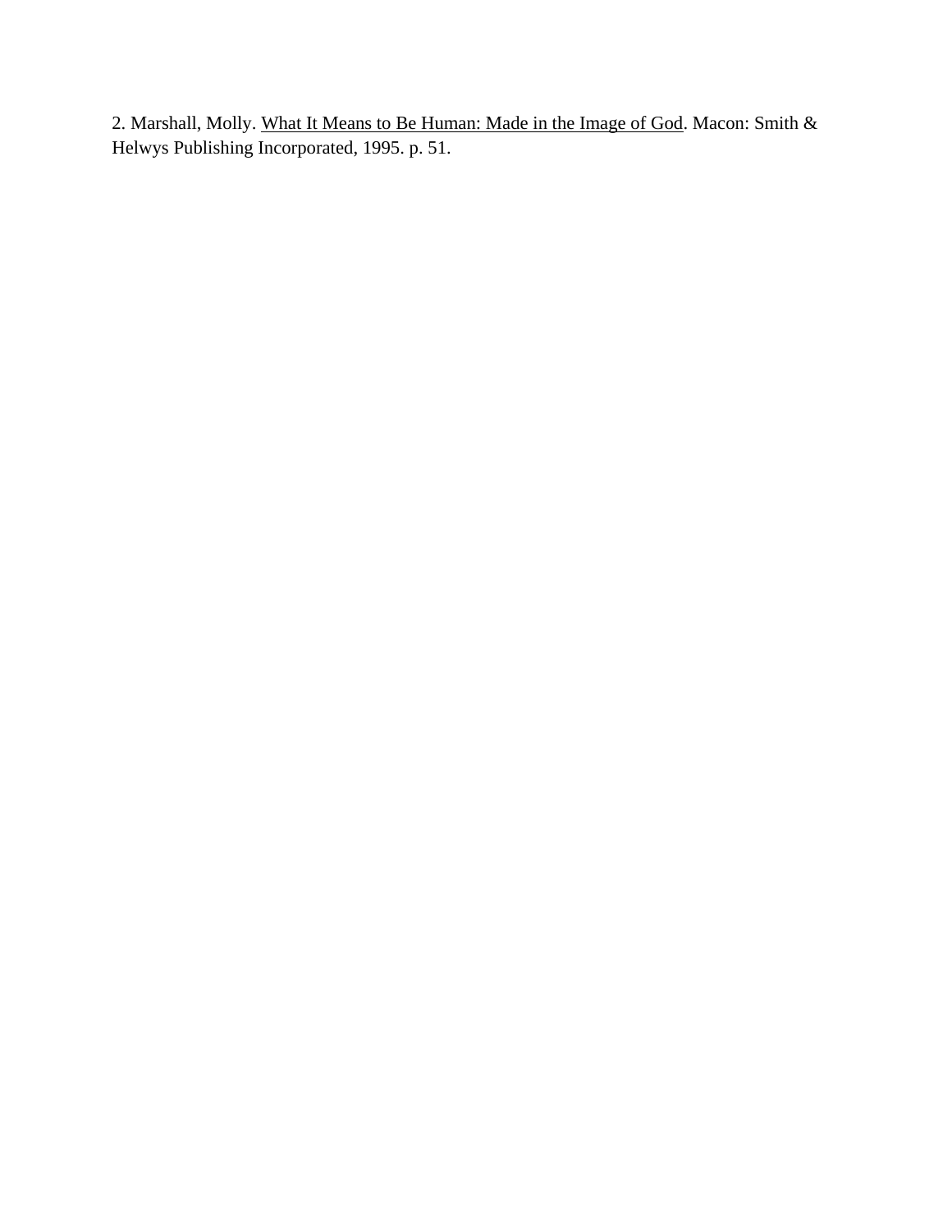2. Marshall, Molly. <u>What It Means to Be Human: Made in the Image of God</u>. Macon: Smith & Helwys Publishing Incorporated, 1995. p. 51.